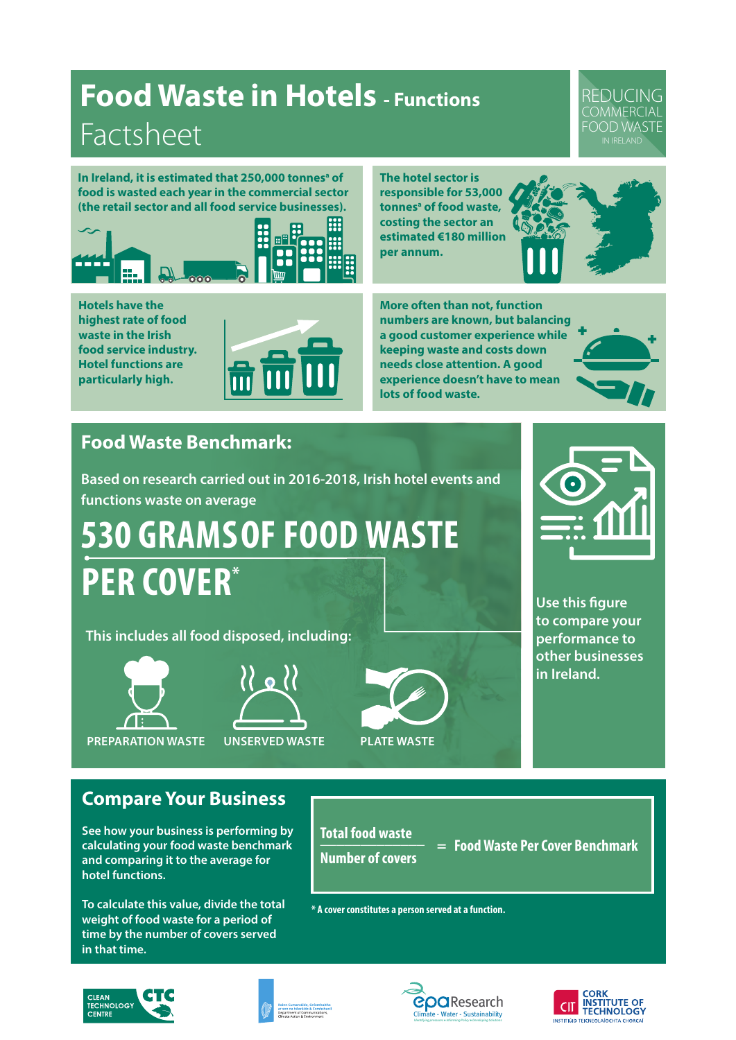# Food Waste in Hotels - Functions

Factsheet

REDUCING COMMERCIAL FOOD WASTE IN IRELAND

In Ireland, it is estimated that 250,000 tonnes[a] of food is wasted each year in the commercial sector (the retail sector and all food service businesses).

The hotel sector is responsible for 53,000 tonnes[a] of food waste, costing the sector an estimated €180 million per annum.

Hotels have the highest rate of food waste in the Irish food service industry. Hotel functions are particularly high.

More often than not, function numbers are known, but balancing a good customer experience while keeping waste and costs down needs close attention. A good experience doesn't have to mean lots of food waste.

## Food Waste Benchmark:

Based on research carried out in 2016-2018, Irish hotel events and functions waste on average

**530 GRAMS OF FOOD WASTE PER COVER***

This includes all food disposed, including:

- PREPARATION WASTE
- UNSERVED WASTE
- PLATE WASTE

Use this figure to compare your performance to other businesses in Ireland.

## Compare Your Business

See how your business is performing by calculating your food waste benchmark and comparing it to the average for hotel functions.

To calculate this value, divide the total weight of food waste for a period of time by the number of covers served in that time.

$$\frac{\text{Total food waste}}{\text{Number of covers}} = \text{Food Waste Per Cover Benchmark}$$

\* A cover constitutes a person served at a function.

CLEAN TECHNOLOGY CENTRE CTC

Roinn Cumarsáide, Gníomhaithe ar son na hAeráide & Comhshaoil / Department of Communications, Climate Action & Environment

epa Research — Climate - Water - Sustainability

CIT CORK INSTITUTE OF TECHNOLOGY — INSTITIÚID TEICNEOLAÍOCHTA CHORCAÍ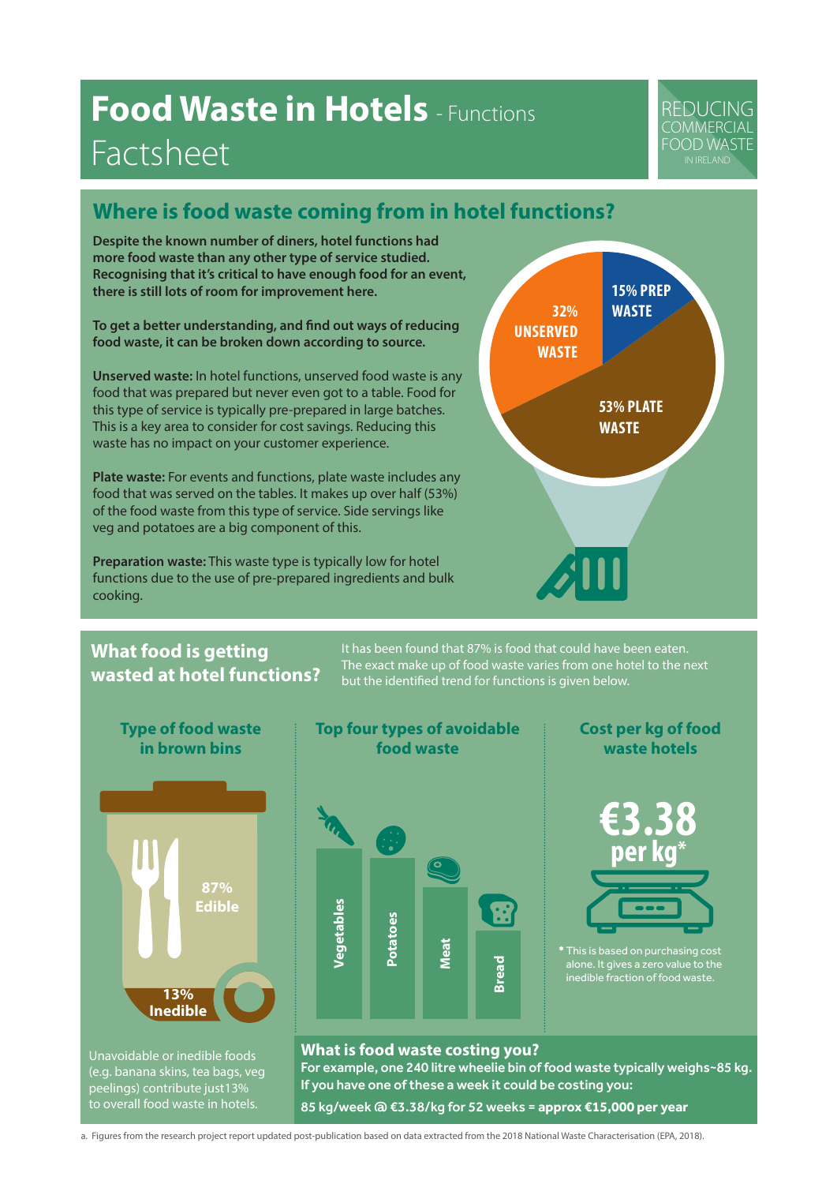# Food Waste in Hotels - Functions Factsheet

REDUCING COMMERCIAL FOOD WASTE IN IRELAND

## Where is food waste coming from in hotel functions?

**Despite the known number of diners, hotel functions had more food waste than any other type of service studied. Recognising that it's critical to have enough food for an event, there is still lots of room for improvement here.**

**To get a better understanding, and find out ways of reducing food waste, it can be broken down according to source.**

**Unserved waste:** In hotel functions, unserved food waste is any food that was prepared but never even got to a table. Food for this type of service is typically pre-prepared in large batches. This is a key area to consider for cost savings. Reducing this waste has no impact on your customer experience.

**Plate waste:** For events and functions, plate waste includes any food that was served on the tables. It makes up over half (53%) of the food waste from this type of service. Side servings like veg and potatoes are a big component of this.

**Preparation waste:** This waste type is typically low for hotel functions due to the use of pre-prepared ingredients and bulk cooking.

15% PREP WASTE

32% UNSERVED WASTE

53% PLATE WASTE

## What food is getting wasted at hotel functions?

It has been found that 87% is food that could have been eaten. The exact make up of food waste varies from one hotel to the next but the identified trend for functions is given below.

### Type of food waste in brown bins

87% Edible

13% Inedible

Unavoidable or inedible foods (e.g. banana skins, tea bags, veg peelings) contribute just13% to overall food waste in hotels.

### Top four types of avoidable food waste

Vegetables

Potatoes

Meat

Bread

### Cost per kg of food waste hotels

**€3.38 per kg***

\* This is based on purchasing cost alone. It gives a zero value to the inedible fraction of food waste.

### What is food waste costing you?

**For example, one 240 litre wheelie bin of food waste typically weighs~85 kg. If you have one of these a week it could be costing you:**

**85 kg/week @ €3.38/kg for 52 weeks = approx €15,000 per year**

a. Figures from the research project report updated post-publication based on data extracted from the 2018 National Waste Characterisation (EPA, 2018).